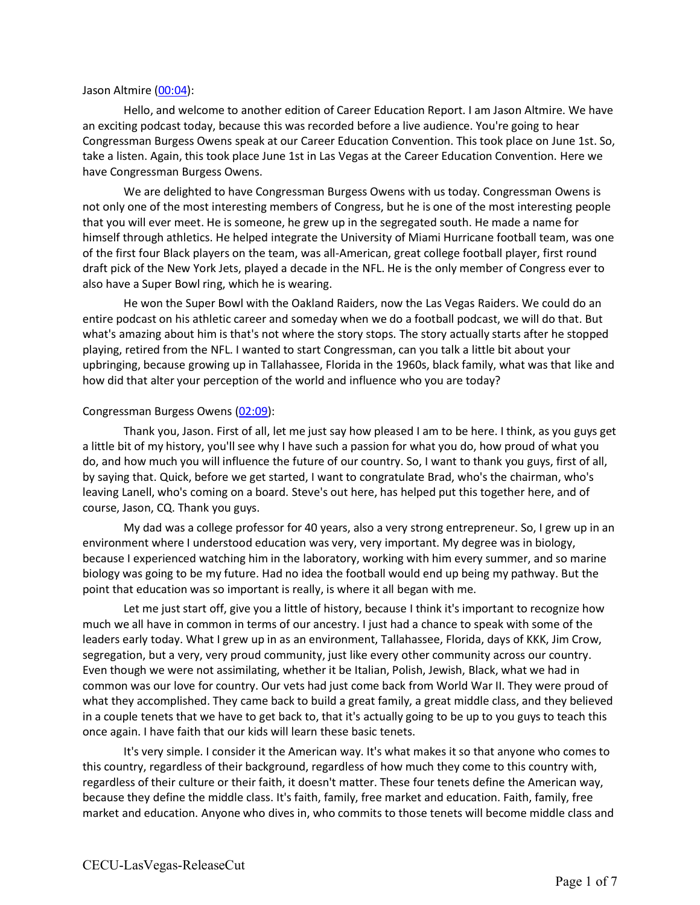Jason Altmire ([00:04](#)):

Hello, and welcome to another edition of Career Education Report. I am Jason Altmire. We have an exciting podcast today, because this was recorded before a live audience. You're going to hear Congressman Burgess Owens speak at our Career Education Convention. This took place on June 1st. So, take a listen. Again, this took place June 1st in Las Vegas at the Career Education Convention. Here we have Congressman Burgess Owens.

We are delighted to have Congressman Burgess Owens with us today. Congressman Owens is not only one of the most interesting members of Congress, but he is one of the most interesting people that you will ever meet. He is someone, he grew up in the segregated south. He made a name for himself through athletics. He helped integrate the University of Miami Hurricane football team, was one of the first four Black players on the team, was all-American, great college football player, first round draft pick of the New York Jets, played a decade in the NFL. He is the only member of Congress ever to also have a Super Bowl ring, which he is wearing.

He won the Super Bowl with the Oakland Raiders, now the Las Vegas Raiders. We could do an entire podcast on his athletic career and someday when we do a football podcast, we will do that. But what's amazing about him is that's not where the story stops. The story actually starts after he stopped playing, retired from the NFL. I wanted to start Congressman, can you talk a little bit about your upbringing, because growing up in Tallahassee, Florida in the 1960s, black family, what was that like and how did that alter your perception of the world and influence who you are today?

Congressman Burgess Owens ([02:09](#)):

Thank you, Jason. First of all, let me just say how pleased I am to be here. I think, as you guys get a little bit of my history, you'll see why I have such a passion for what you do, how proud of what you do, and how much you will influence the future of our country. So, I want to thank you guys, first of all, by saying that. Quick, before we get started, I want to congratulate Brad, who's the chairman, who's leaving Lanell, who's coming on a board. Steve's out here, has helped put this together here, and of course, Jason, CQ. Thank you guys.

My dad was a college professor for 40 years, also a very strong entrepreneur. So, I grew up in an environment where I understood education was very, very important. My degree was in biology, because I experienced watching him in the laboratory, working with him every summer, and so marine biology was going to be my future. Had no idea the football would end up being my pathway. But the point that education was so important is really, is where it all began with me.

Let me just start off, give you a little of history, because I think it's important to recognize how much we all have in common in terms of our ancestry. I just had a chance to speak with some of the leaders early today. What I grew up in as an environment, Tallahassee, Florida, days of KKK, Jim Crow, segregation, but a very, very proud community, just like every other community across our country. Even though we were not assimilating, whether it be Italian, Polish, Jewish, Black, what we had in common was our love for country. Our vets had just come back from World War II. They were proud of what they accomplished. They came back to build a great family, a great middle class, and they believed in a couple tenets that we have to get back to, that it's actually going to be up to you guys to teach this once again. I have faith that our kids will learn these basic tenets.

It's very simple. I consider it the American way. It's what makes it so that anyone who comes to this country, regardless of their background, regardless of how much they come to this country with, regardless of their culture or their faith, it doesn't matter. These four tenets define the American way, because they define the middle class. It's faith, family, free market and education. Faith, family, free market and education. Anyone who dives in, who commits to those tenets will become middle class and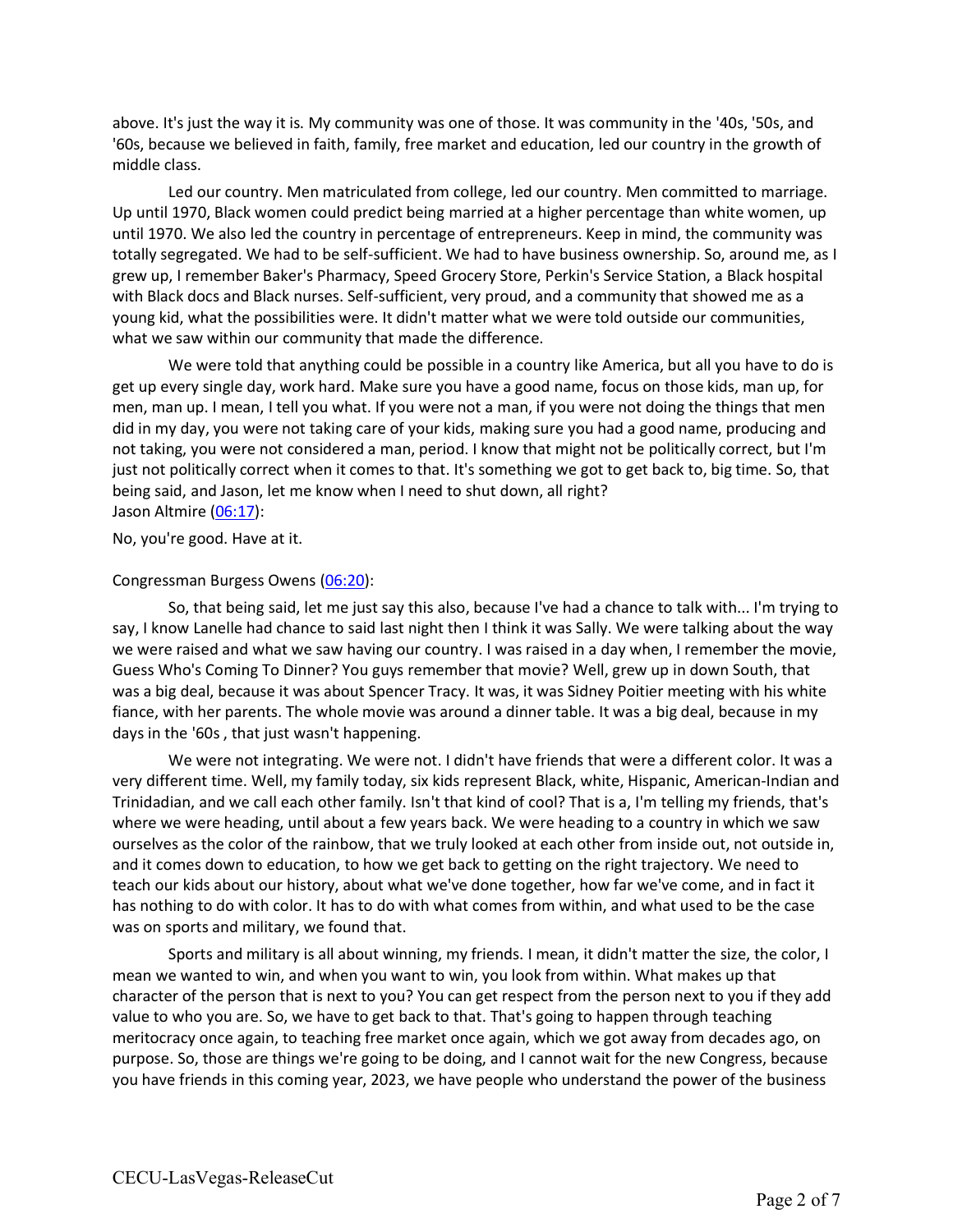above. It's just the way it is. My community was one of those. It was community in the '40s, '50s, and '60s, because we believed in faith, family, free market and education, led our country in the growth of middle class.

Led our country. Men matriculated from college, led our country. Men committed to marriage. Up until 1970, Black women could predict being married at a higher percentage than white women, up until 1970. We also led the country in percentage of entrepreneurs. Keep in mind, the community was totally segregated. We had to be self-sufficient. We had to have business ownership. So, around me, as I grew up, I remember Baker's Pharmacy, Speed Grocery Store, Perkin's Service Station, a Black hospital with Black docs and Black nurses. Self-sufficient, very proud, and a community that showed me as a young kid, what the possibilities were. It didn't matter what we were told outside our communities, what we saw within our community that made the difference.

We were told that anything could be possible in a country like America, but all you have to do is get up every single day, work hard. Make sure you have a good name, focus on those kids, man up, for men, man up. I mean, I tell you what. If you were not a man, if you were not doing the things that men did in my day, you were not taking care of your kids, making sure you had a good name, producing and not taking, you were not considered a man, period. I know that might not be politically correct, but I'm just not politically correct when it comes to that. It's something we got to get back to, big time. So, that being said, and Jason, let me know when I need to shut down, all right?

Jason Altmire (06:17):

No, you're good. Have at it.

Congressman Burgess Owens (06:20):

So, that being said, let me just say this also, because I've had a chance to talk with... I'm trying to say, I know Lanelle had chance to said last night then I think it was Sally. We were talking about the way we were raised and what we saw having our country. I was raised in a day when, I remember the movie, Guess Who's Coming To Dinner? You guys remember that movie? Well, grew up in down South, that was a big deal, because it was about Spencer Tracy. It was, it was Sidney Poitier meeting with his white fiance, with her parents. The whole movie was around a dinner table. It was a big deal, because in my days in the '60s , that just wasn't happening.

We were not integrating. We were not. I didn't have friends that were a different color. It was a very different time. Well, my family today, six kids represent Black, white, Hispanic, American-Indian and Trinidadian, and we call each other family. Isn't that kind of cool? That is a, I'm telling my friends, that's where we were heading, until about a few years back. We were heading to a country in which we saw ourselves as the color of the rainbow, that we truly looked at each other from inside out, not outside in, and it comes down to education, to how we get back to getting on the right trajectory. We need to teach our kids about our history, about what we've done together, how far we've come, and in fact it has nothing to do with color. It has to do with what comes from within, and what used to be the case was on sports and military, we found that.

Sports and military is all about winning, my friends. I mean, it didn't matter the size, the color, I mean we wanted to win, and when you want to win, you look from within. What makes up that character of the person that is next to you? You can get respect from the person next to you if they add value to who you are. So, we have to get back to that. That's going to happen through teaching meritocracy once again, to teaching free market once again, which we got away from decades ago, on purpose. So, those are things we're going to be doing, and I cannot wait for the new Congress, because you have friends in this coming year, 2023, we have people who understand the power of the business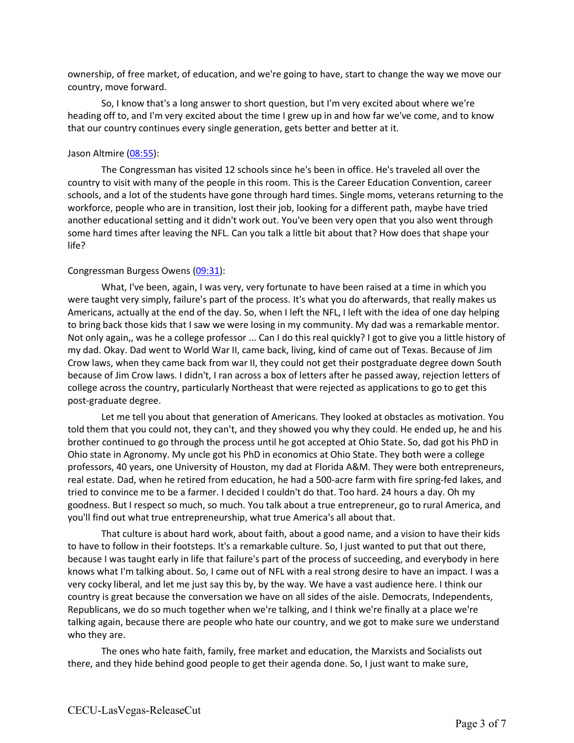ownership, of free market, of education, and we're going to have, start to change the way we move our country, move forward.

So, I know that's a long answer to short question, but I'm very excited about where we're heading off to, and I'm very excited about the time I grew up in and how far we've come, and to know that our country continues every single generation, gets better and better at it.

Jason Altmire (08:55):

The Congressman has visited 12 schools since he's been in office. He's traveled all over the country to visit with many of the people in this room. This is the Career Education Convention, career schools, and a lot of the students have gone through hard times. Single moms, veterans returning to the workforce, people who are in transition, lost their job, looking for a different path, maybe have tried another educational setting and it didn't work out. You've been very open that you also went through some hard times after leaving the NFL. Can you talk a little bit about that? How does that shape your life?

Congressman Burgess Owens (09:31):

What, I've been, again, I was very, very fortunate to have been raised at a time in which you were taught very simply, failure's part of the process. It's what you do afterwards, that really makes us Americans, actually at the end of the day. So, when I left the NFL, I left with the idea of one day helping to bring back those kids that I saw we were losing in my community. My dad was a remarkable mentor. Not only again,, was he a college professor ... Can I do this real quickly? I got to give you a little history of my dad. Okay. Dad went to World War II, came back, living, kind of came out of Texas. Because of Jim Crow laws, when they came back from war II, they could not get their postgraduate degree down South because of Jim Crow laws. I didn't, I ran across a box of letters after he passed away, rejection letters of college across the country, particularly Northeast that were rejected as applications to go to get this post-graduate degree.

Let me tell you about that generation of Americans. They looked at obstacles as motivation. You told them that you could not, they can't, and they showed you why they could. He ended up, he and his brother continued to go through the process until he got accepted at Ohio State. So, dad got his PhD in Ohio state in Agronomy. My uncle got his PhD in economics at Ohio State. They both were a college professors, 40 years, one University of Houston, my dad at Florida A&M. They were both entrepreneurs, real estate. Dad, when he retired from education, he had a 500-acre farm with fire spring-fed lakes, and tried to convince me to be a farmer. I decided I couldn't do that. Too hard. 24 hours a day. Oh my goodness. But I respect so much, so much. You talk about a true entrepreneur, go to rural America, and you'll find out what true entrepreneurship, what true America's all about that.

That culture is about hard work, about faith, about a good name, and a vision to have their kids to have to follow in their footsteps. It's a remarkable culture. So, I just wanted to put that out there, because I was taught early in life that failure's part of the process of succeeding, and everybody in here knows what I'm talking about. So, I came out of NFL with a real strong desire to have an impact. I was a very cocky liberal, and let me just say this by, by the way. We have a vast audience here. I think our country is great because the conversation we have on all sides of the aisle. Democrats, Independents, Republicans, we do so much together when we're talking, and I think we're finally at a place we're talking again, because there are people who hate our country, and we got to make sure we understand who they are.

The ones who hate faith, family, free market and education, the Marxists and Socialists out there, and they hide behind good people to get their agenda done. So, I just want to make sure,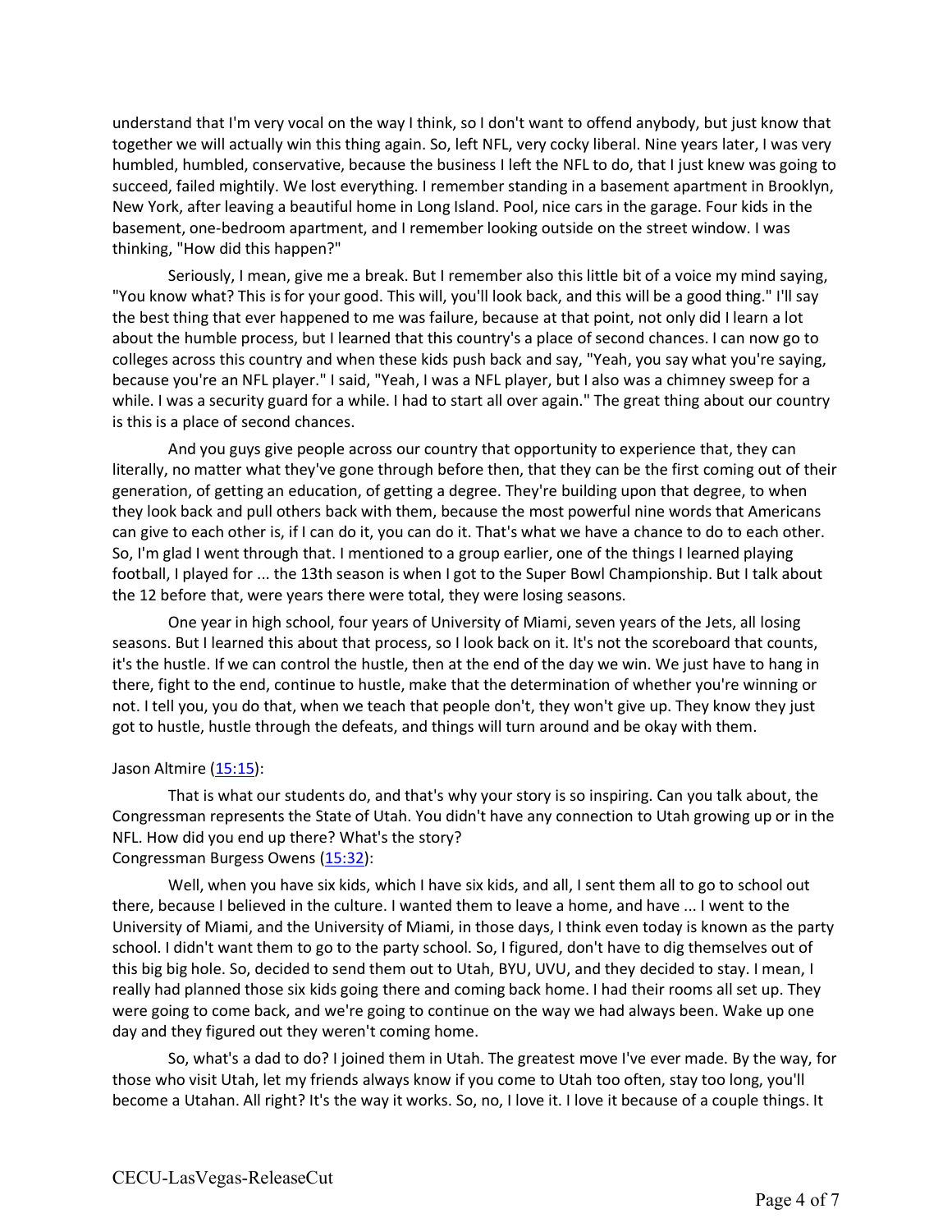understand that I'm very vocal on the way I think, so I don't want to offend anybody, but just know that together we will actually win this thing again. So, left NFL, very cocky liberal. Nine years later, I was very humbled, humbled, conservative, because the business I left the NFL to do, that I just knew was going to succeed, failed mightily. We lost everything. I remember standing in a basement apartment in Brooklyn, New York, after leaving a beautiful home in Long Island. Pool, nice cars in the garage. Four kids in the basement, one-bedroom apartment, and I remember looking outside on the street window. I was thinking, "How did this happen?"

Seriously, I mean, give me a break. But I remember also this little bit of a voice my mind saying, "You know what? This is for your good. This will, you'll look back, and this will be a good thing." I'll say the best thing that ever happened to me was failure, because at that point, not only did I learn a lot about the humble process, but I learned that this country's a place of second chances. I can now go to colleges across this country and when these kids push back and say, "Yeah, you say what you're saying, because you're an NFL player." I said, "Yeah, I was a NFL player, but I also was a chimney sweep for a while. I was a security guard for a while. I had to start all over again." The great thing about our country is this is a place of second chances.

And you guys give people across our country that opportunity to experience that, they can literally, no matter what they've gone through before then, that they can be the first coming out of their generation, of getting an education, of getting a degree. They're building upon that degree, to when they look back and pull others back with them, because the most powerful nine words that Americans can give to each other is, if I can do it, you can do it. That's what we have a chance to do to each other. So, I'm glad I went through that. I mentioned to a group earlier, one of the things I learned playing football, I played for ... the 13th season is when I got to the Super Bowl Championship. But I talk about the 12 before that, were years there were total, they were losing seasons.

One year in high school, four years of University of Miami, seven years of the Jets, all losing seasons. But I learned this about that process, so I look back on it. It's not the scoreboard that counts, it's the hustle. If we can control the hustle, then at the end of the day we win. We just have to hang in there, fight to the end, continue to hustle, make that the determination of whether you're winning or not. I tell you, you do that, when we teach that people don't, they won't give up. They know they just got to hustle, hustle through the defeats, and things will turn around and be okay with them.

Jason Altmire ([15:15]):

That is what our students do, and that's why your story is so inspiring. Can you talk about, the Congressman represents the State of Utah. You didn't have any connection to Utah growing up or in the NFL. How did you end up there? What's the story?

Congressman Burgess Owens ([15:32]):

Well, when you have six kids, which I have six kids, and all, I sent them all to go to school out there, because I believed in the culture. I wanted them to leave a home, and have ... I went to the University of Miami, and the University of Miami, in those days, I think even today is known as the party school. I didn't want them to go to the party school. So, I figured, don't have to dig themselves out of this big big hole. So, decided to send them out to Utah, BYU, UVU, and they decided to stay. I mean, I really had planned those six kids going there and coming back home. I had their rooms all set up. They were going to come back, and we're going to continue on the way we had always been. Wake up one day and they figured out they weren't coming home.

So, what's a dad to do? I joined them in Utah. The greatest move I've ever made. By the way, for those who visit Utah, let my friends always know if you come to Utah too often, stay too long, you'll become a Utahan. All right? It's the way it works. So, no, I love it. I love it because of a couple things. It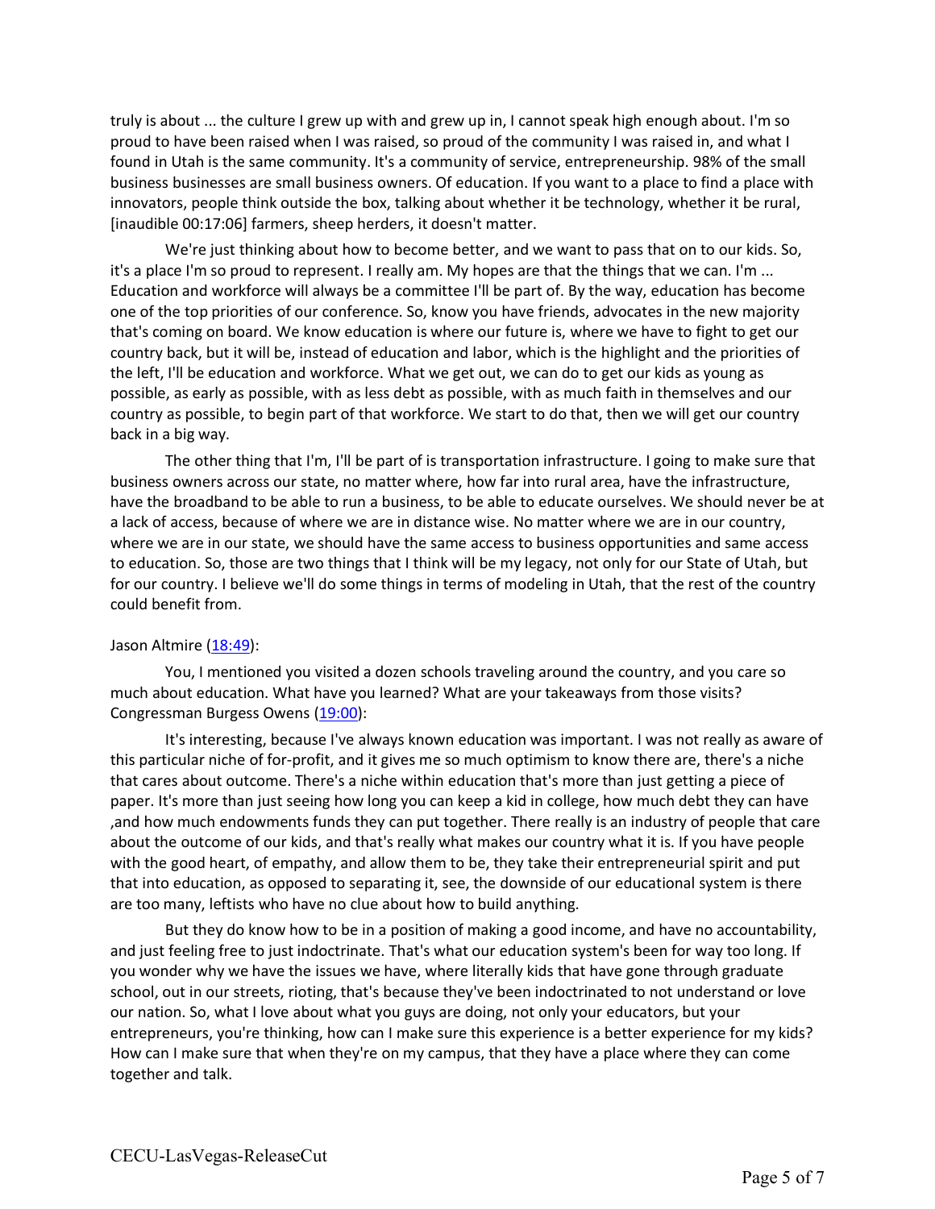truly is about ... the culture I grew up with and grew up in, I cannot speak high enough about. I'm so proud to have been raised when I was raised, so proud of the community I was raised in, and what I found in Utah is the same community. It's a community of service, entrepreneurship. 98% of the small business businesses are small business owners. Of education. If you want to a place to find a place with innovators, people think outside the box, talking about whether it be technology, whether it be rural, [inaudible 00:17:06] farmers, sheep herders, it doesn't matter.

We're just thinking about how to become better, and we want to pass that on to our kids. So, it's a place I'm so proud to represent. I really am. My hopes are that the things that we can. I'm ... Education and workforce will always be a committee I'll be part of. By the way, education has become one of the top priorities of our conference. So, know you have friends, advocates in the new majority that's coming on board. We know education is where our future is, where we have to fight to get our country back, but it will be, instead of education and labor, which is the highlight and the priorities of the left, I'll be education and workforce. What we get out, we can do to get our kids as young as possible, as early as possible, with as less debt as possible, with as much faith in themselves and our country as possible, to begin part of that workforce. We start to do that, then we will get our country back in a big way.

The other thing that I'm, I'll be part of is transportation infrastructure. I going to make sure that business owners across our state, no matter where, how far into rural area, have the infrastructure, have the broadband to be able to run a business, to be able to educate ourselves. We should never be at a lack of access, because of where we are in distance wise. No matter where we are in our country, where we are in our state, we should have the same access to business opportunities and same access to education. So, those are two things that I think will be my legacy, not only for our State of Utah, but for our country. I believe we'll do some things in terms of modeling in Utah, that the rest of the country could benefit from.

Jason Altmire (18:49):

You, I mentioned you visited a dozen schools traveling around the country, and you care so much about education. What have you learned? What are your takeaways from those visits?

Congressman Burgess Owens (19:00):

It's interesting, because I've always known education was important. I was not really as aware of this particular niche of for-profit, and it gives me so much optimism to know there are, there's a niche that cares about outcome. There's a niche within education that's more than just getting a piece of paper. It's more than just seeing how long you can keep a kid in college, how much debt they can have ,and how much endowments funds they can put together. There really is an industry of people that care about the outcome of our kids, and that's really what makes our country what it is. If you have people with the good heart, of empathy, and allow them to be, they take their entrepreneurial spirit and put that into education, as opposed to separating it, see, the downside of our educational system is there are too many, leftists who have no clue about how to build anything.

But they do know how to be in a position of making a good income, and have no accountability, and just feeling free to just indoctrinate. That's what our education system's been for way too long. If you wonder why we have the issues we have, where literally kids that have gone through graduate school, out in our streets, rioting, that's because they've been indoctrinated to not understand or love our nation. So, what I love about what you guys are doing, not only your educators, but your entrepreneurs, you're thinking, how can I make sure this experience is a better experience for my kids? How can I make sure that when they're on my campus, that they have a place where they can come together and talk.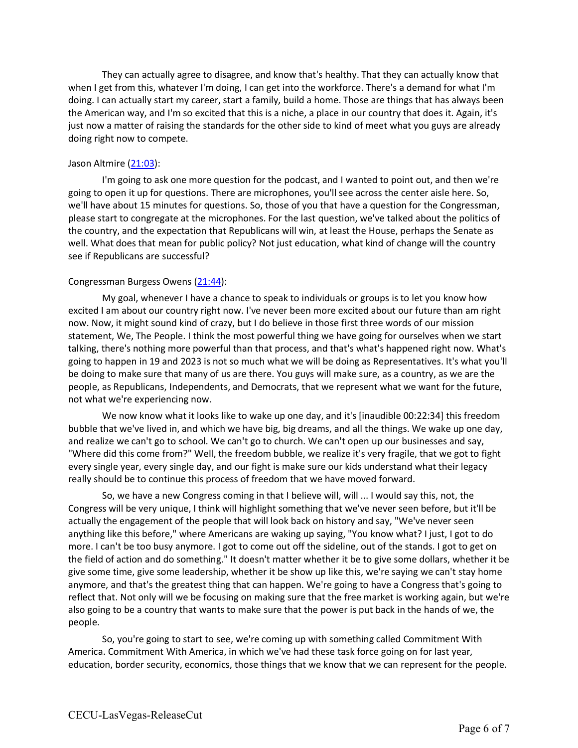They can actually agree to disagree, and know that's healthy. That they can actually know that when I get from this, whatever I'm doing, I can get into the workforce. There's a demand for what I'm doing. I can actually start my career, start a family, build a home. Those are things that has always been the American way, and I'm so excited that this is a niche, a place in our country that does it. Again, it's just now a matter of raising the standards for the other side to kind of meet what you guys are already doing right now to compete.

Jason Altmire (21:03):

I'm going to ask one more question for the podcast, and I wanted to point out, and then we're going to open it up for questions. There are microphones, you'll see across the center aisle here. So, we'll have about 15 minutes for questions. So, those of you that have a question for the Congressman, please start to congregate at the microphones. For the last question, we've talked about the politics of the country, and the expectation that Republicans will win, at least the House, perhaps the Senate as well. What does that mean for public policy? Not just education, what kind of change will the country see if Republicans are successful?

Congressman Burgess Owens (21:44):

My goal, whenever I have a chance to speak to individuals or groups is to let you know how excited I am about our country right now. I've never been more excited about our future than am right now. Now, it might sound kind of crazy, but I do believe in those first three words of our mission statement, We, The People. I think the most powerful thing we have going for ourselves when we start talking, there's nothing more powerful than that process, and that's what's happened right now. What's going to happen in 19 and 2023 is not so much what we will be doing as Representatives. It's what you'll be doing to make sure that many of us are there. You guys will make sure, as a country, as we are the people, as Republicans, Independents, and Democrats, that we represent what we want for the future, not what we're experiencing now.

We now know what it looks like to wake up one day, and it's [inaudible 00:22:34] this freedom bubble that we've lived in, and which we have big, big dreams, and all the things. We wake up one day, and realize we can't go to school. We can't go to church. We can't open up our businesses and say, "Where did this come from?" Well, the freedom bubble, we realize it's very fragile, that we got to fight every single year, every single day, and our fight is make sure our kids understand what their legacy really should be to continue this process of freedom that we have moved forward.

So, we have a new Congress coming in that I believe will, will ... I would say this, not, the Congress will be very unique, I think will highlight something that we've never seen before, but it'll be actually the engagement of the people that will look back on history and say, "We've never seen anything like this before," where Americans are waking up saying, "You know what? I just, I got to do more. I can't be too busy anymore. I got to come out off the sideline, out of the stands. I got to get on the field of action and do something." It doesn't matter whether it be to give some dollars, whether it be give some time, give some leadership, whether it be show up like this, we're saying we can't stay home anymore, and that's the greatest thing that can happen. We're going to have a Congress that's going to reflect that. Not only will we be focusing on making sure that the free market is working again, but we're also going to be a country that wants to make sure that the power is put back in the hands of we, the people.

So, you're going to start to see, we're coming up with something called Commitment With America. Commitment With America, in which we've had these task force going on for last year, education, border security, economics, those things that we know that we can represent for the people.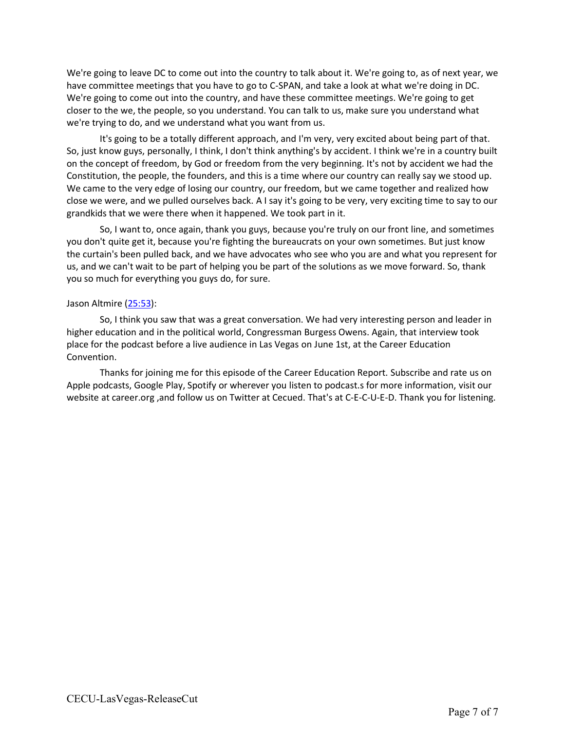We're going to leave DC to come out into the country to talk about it. We're going to, as of next year, we have committee meetings that you have to go to C-SPAN, and take a look at what we're doing in DC. We're going to come out into the country, and have these committee meetings. We're going to get closer to the we, the people, so you understand. You can talk to us, make sure you understand what we're trying to do, and we understand what you want from us.

It's going to be a totally different approach, and I'm very, very excited about being part of that. So, just know guys, personally, I think, I don't think anything's by accident. I think we're in a country built on the concept of freedom, by God or freedom from the very beginning. It's not by accident we had the Constitution, the people, the founders, and this is a time where our country can really say we stood up. We came to the very edge of losing our country, our freedom, but we came together and realized how close we were, and we pulled ourselves back. A I say it's going to be very, very exciting time to say to our grandkids that we were there when it happened. We took part in it.

So, I want to, once again, thank you guys, because you're truly on our front line, and sometimes you don't quite get it, because you're fighting the bureaucrats on your own sometimes. But just know the curtain's been pulled back, and we have advocates who see who you are and what you represent for us, and we can't wait to be part of helping you be part of the solutions as we move forward. So, thank you so much for everything you guys do, for sure.

Jason Altmire (25:53):

So, I think you saw that was a great conversation. We had very interesting person and leader in higher education and in the political world, Congressman Burgess Owens. Again, that interview took place for the podcast before a live audience in Las Vegas on June 1st, at the Career Education Convention.

Thanks for joining me for this episode of the Career Education Report. Subscribe and rate us on Apple podcasts, Google Play, Spotify or wherever you listen to podcast.s for more information, visit our website at career.org ,and follow us on Twitter at Cecued. That's at C-E-C-U-E-D. Thank you for listening.